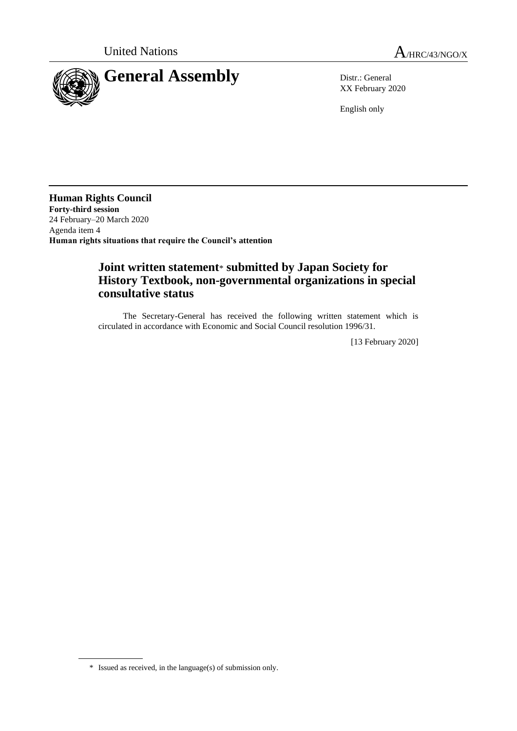United Nations

# A/HRC/43/NGO/X

## General Assembly

Distr.: General
XX February 2020

English only

**Human Rights Council**
**Forty-third session**
24 February–20 March 2020
Agenda item 4
**Human rights situations that require the Council's attention**

### Joint written statement* submitted by Japan Society for History Textbook, non-governmental organizations in special consultative status

The Secretary-General has received the following written statement which is circulated in accordance with Economic and Social Council resolution 1996/31.

[13 February 2020]

\* Issued as received, in the language(s) of submission only.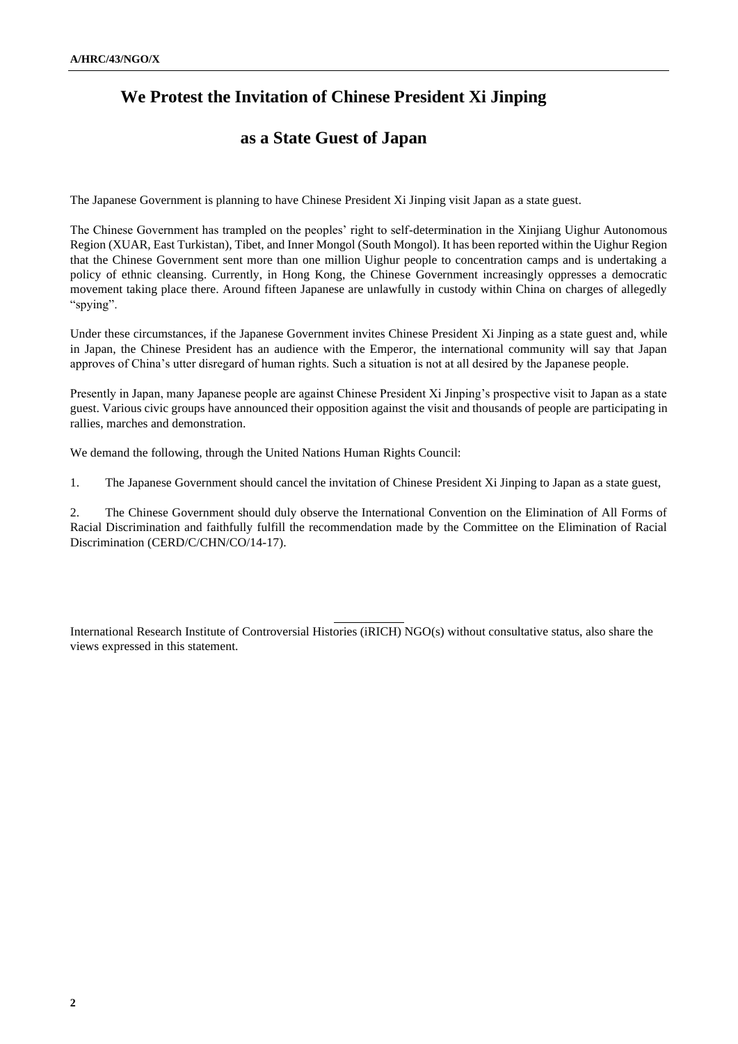# We Protest the Invitation of Chinese President Xi Jinping as a State Guest of Japan

The Japanese Government is planning to have Chinese President Xi Jinping visit Japan as a state guest.

The Chinese Government has trampled on the peoples' right to self-determination in the Xinjiang Uighur Autonomous Region (XUAR, East Turkistan), Tibet, and Inner Mongol (South Mongol). It has been reported within the Uighur Region that the Chinese Government sent more than one million Uighur people to concentration camps and is undertaking a policy of ethnic cleansing. Currently, in Hong Kong, the Chinese Government increasingly oppresses a democratic movement taking place there. Around fifteen Japanese are unlawfully in custody within China on charges of allegedly "spying".

Under these circumstances, if the Japanese Government invites Chinese President Xi Jinping as a state guest and, while in Japan, the Chinese President has an audience with the Emperor, the international community will say that Japan approves of China's utter disregard of human rights. Such a situation is not at all desired by the Japanese people.

Presently in Japan, many Japanese people are against Chinese President Xi Jinping's prospective visit to Japan as a state guest. Various civic groups have announced their opposition against the visit and thousands of people are participating in rallies, marches and demonstration.

We demand the following, through the United Nations Human Rights Council:

1. The Japanese Government should cancel the invitation of Chinese President Xi Jinping to Japan as a state guest,

2. The Chinese Government should duly observe the International Convention on the Elimination of All Forms of Racial Discrimination and faithfully fulfill the recommendation made by the Committee on the Elimination of Racial Discrimination (CERD/C/CHN/CO/14-17).

---

International Research Institute of Controversial Histories (iRICH) NGO(s) without consultative status, also share the views expressed in this statement.